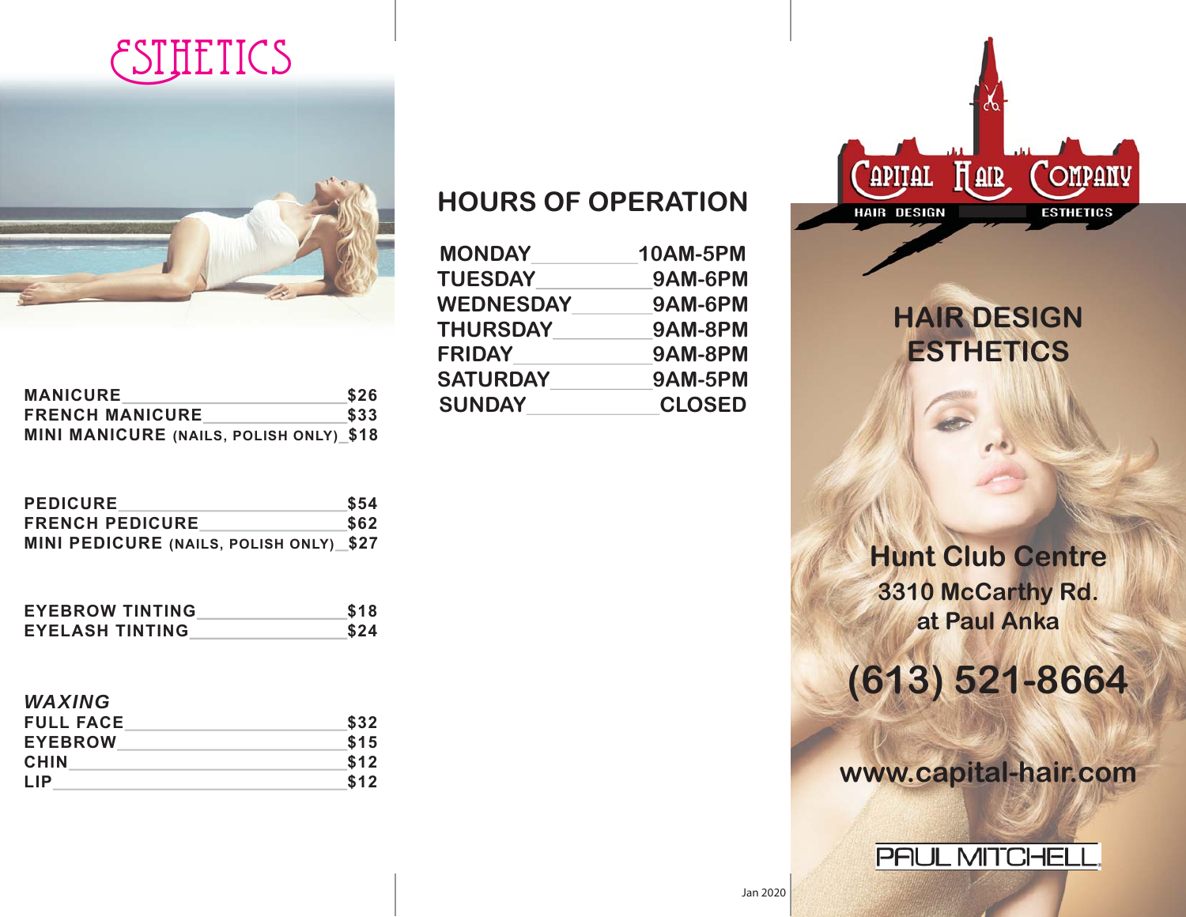# ESTHETICS

| Service | Price |
|---|---|
| MANICURE | $26 |
| FRENCH MANICURE | $33 |
| MINI MANICURE (NAILS, POLISH ONLY) | $18 |

| Service | Price |
|---|---|
| PEDICURE | $54 |
| FRENCH PEDICURE | $62 |
| MINI PEDICURE (NAILS, POLISH ONLY) | $27 |

| Service | Price |
|---|---|
| EYEBROW TINTING | $18 |
| EYELASH TINTING | $24 |

***WAXING***

| Service | Price |
|---|---|
| FULL FACE | $32 |
| EYEBROW | $15 |
| CHIN | $12 |
| LIP | $12 |

## HOURS OF OPERATION

| Day | Hours |
|---|---|
| MONDAY | 10AM-5PM |
| TUESDAY | 9AM-6PM |
| WEDNESDAY | 9AM-6PM |
| THURSDAY | 9AM-8PM |
| FRIDAY | 9AM-8PM |
| SATURDAY | 9AM-5PM |
| SUNDAY | CLOSED |

Jan 2020

# Capital Hair Company

HAIR DESIGN ESTHETICS

## HAIR DESIGN ESTHETICS

**Hunt Club Centre**
**3310 McCarthy Rd.**
**at Paul Anka**

## (613) 521-8664

**www.capital-hair.com**

PAUL MITCHELL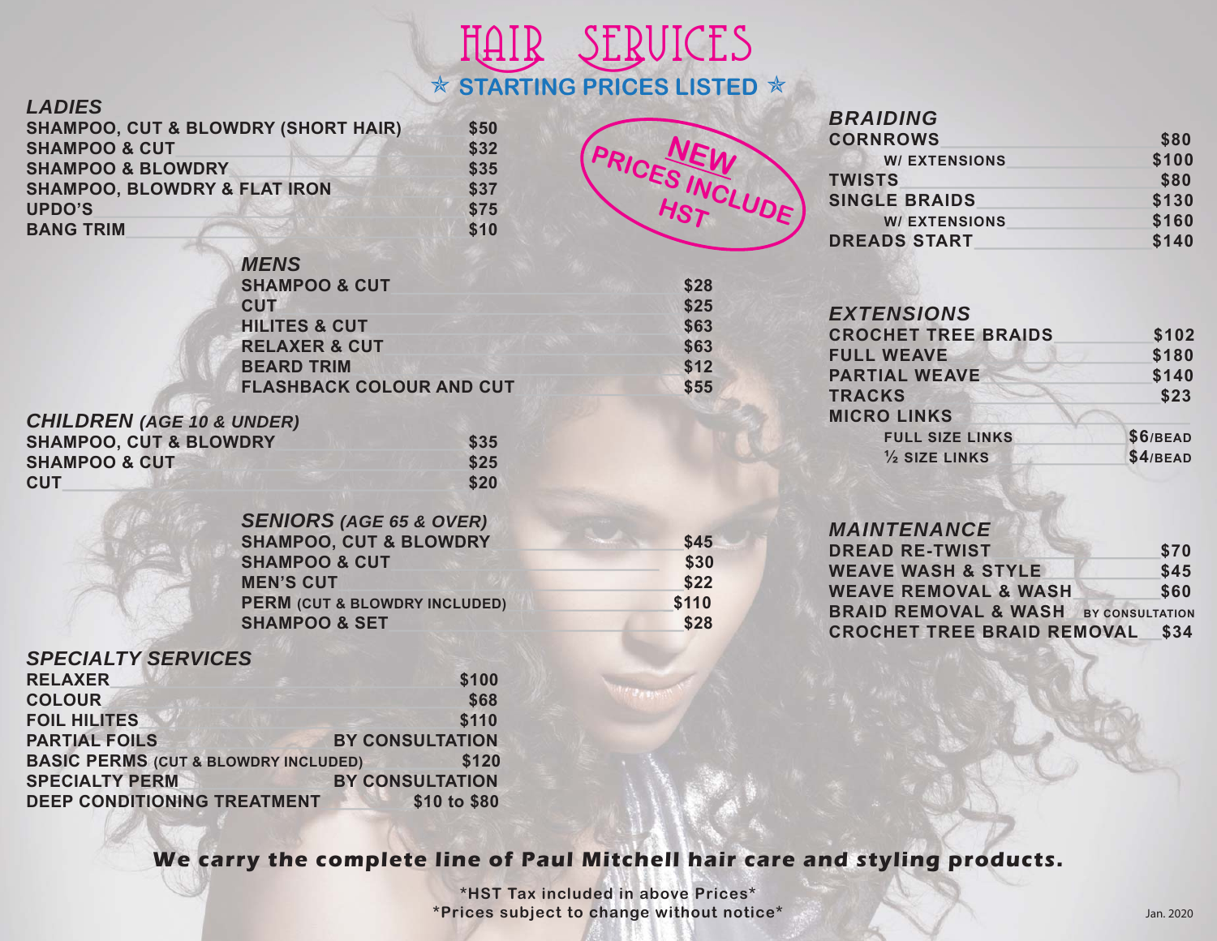# HAIR SERVICES

**☆ STARTING PRICES LISTED ☆**

**NEW PRICES INCLUDE HST**

## LADIES

| | |
|---|---|
| SHAMPOO, CUT & BLOWDRY (SHORT HAIR) | $50 |
| SHAMPOO & CUT | $32 |
| SHAMPOO & BLOWDRY | $35 |
| SHAMPOO, BLOWDRY & FLAT IRON | $37 |
| UPDO'S | $75 |
| BANG TRIM | $10 |

## MENS

| | |
|---|---|
| SHAMPOO & CUT | $28 |
| CUT | $25 |
| HILITES & CUT | $63 |
| RELAXER & CUT | $63 |
| BEARD TRIM | $12 |
| FLASHBACK COLOUR AND CUT | $55 |

## CHILDREN *(AGE 10 & UNDER)*

| | |
|---|---|
| SHAMPOO, CUT & BLOWDRY | $35 |
| SHAMPOO & CUT | $25 |
| CUT | $20 |

## SENIORS *(AGE 65 & OVER)*

| | |
|---|---|
| SHAMPOO, CUT & BLOWDRY | $45 |
| SHAMPOO & CUT | $30 |
| MEN'S CUT | $22 |
| PERM (CUT & BLOWDRY INCLUDED) | $110 |
| SHAMPOO & SET | $28 |

## SPECIALTY SERVICES

| | |
|---|---|
| RELAXER | $100 |
| COLOUR | $68 |
| FOIL HILITES | $110 |
| PARTIAL FOILS | BY CONSULTATION |
| BASIC PERMS (CUT & BLOWDRY INCLUDED) | $120 |
| SPECIALTY PERM | BY CONSULTATION |
| DEEP CONDITIONING TREATMENT | $10 to $80 |

## BRAIDING

| | |
|---|---|
| CORNROWS | $80 |
| W/ EXTENSIONS | $100 |
| TWISTS | $80 |
| SINGLE BRAIDS | $130 |
| W/ EXTENSIONS | $160 |
| DREADS START | $140 |

## EXTENSIONS

| | |
|---|---|
| CROCHET TREE BRAIDS | $102 |
| FULL WEAVE | $180 |
| PARTIAL WEAVE | $140 |
| TRACKS | $23 |
| MICRO LINKS | |
| FULL SIZE LINKS | $6/BEAD |
| ½ SIZE LINKS | $4/BEAD |

## MAINTENANCE

| | |
|---|---|
| DREAD RE-TWIST | $70 |
| WEAVE WASH & STYLE | $45 |
| WEAVE REMOVAL & WASH | $60 |
| BRAID REMOVAL & WASH | BY CONSULTATION |
| CROCHET TREE BRAID REMOVAL | $34 |

***We carry the complete line of Paul Mitchell hair care and styling products.***

\*HST Tax included in above Prices\*
\*Prices subject to change without notice\*

Jan. 2020